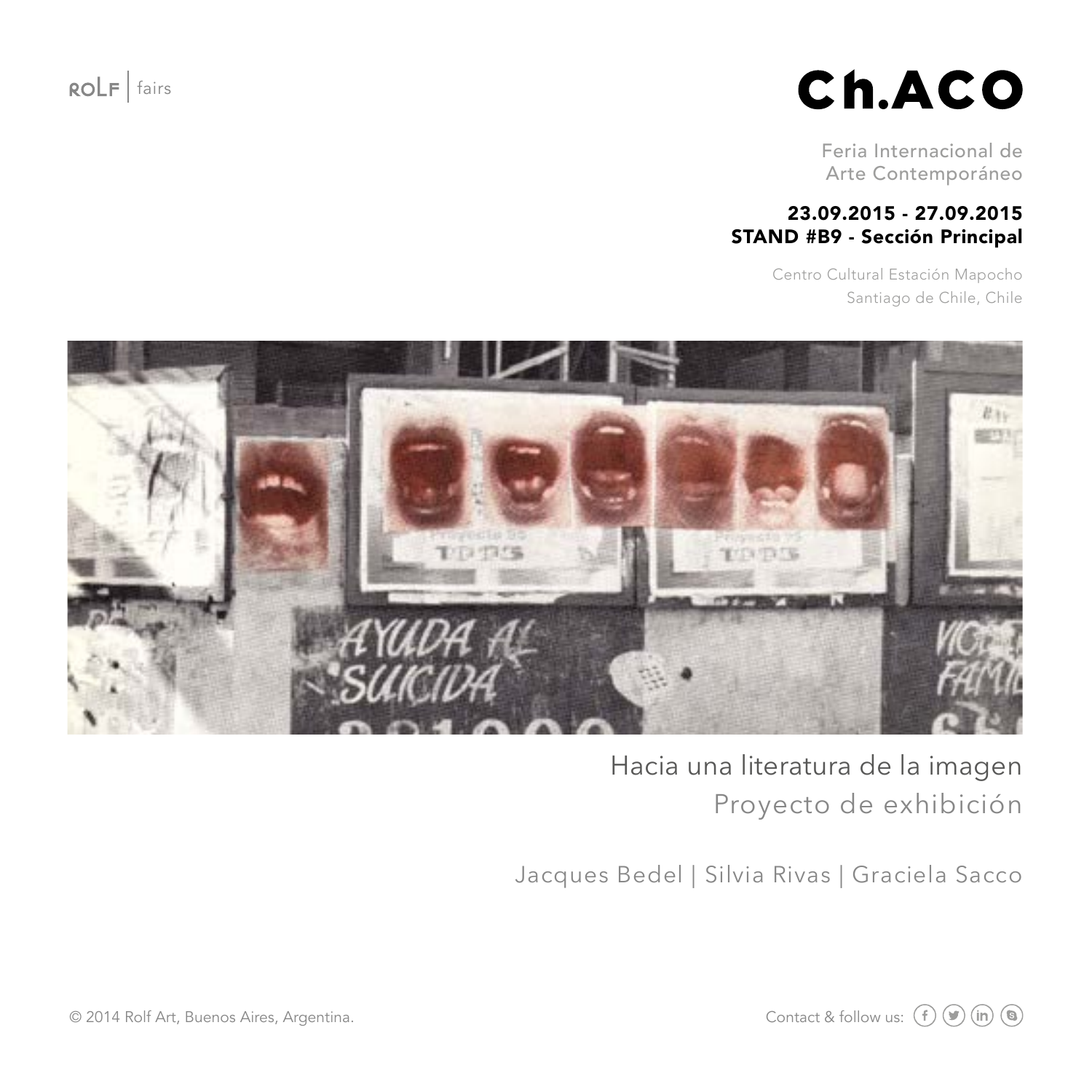ROLF | fairs

# Ch.ACO

Feria Internacional de
Arte Contemporáneo

**23.09.2015 - 27.09.2015**
**STAND #B9 - Sección Principal**

Centro Cultural Estación Mapocho
Santiago de Chile, Chile

## Hacia una literatura de la imagen

Proyecto de exhibición

Jacques Bedel | Silvia Rivas | Graciela Sacco

© 2014 Rolf Art, Buenos Aires, Argentina.

Contact & follow us: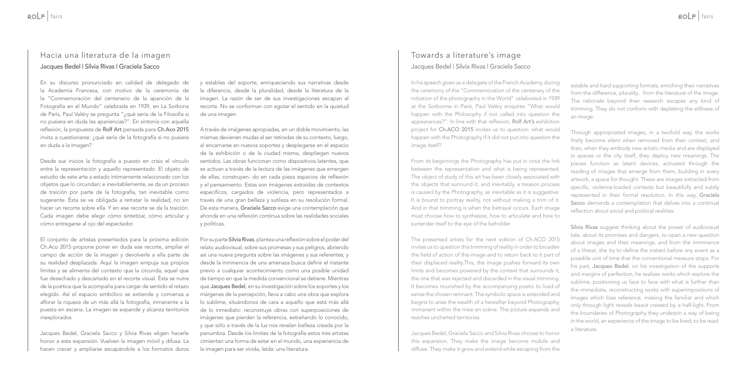## Hacia una literatura de la imagen

### Jacques Bedel | Silvia Rivas | Graciela Sacco

En su discurso pronunciado en calidad de delegado de la Academia Francesa, con motivo de la ceremonia de la "Conmemoración del centenario de la aparición de la Fotografía en el Mundo" celebrada en 1939, en La Sorbona de París, Paul Valéry se pregunta "¿qué sería de la Filosofía si no pusiera en duda las apariencias?". En sintonía con aquella reflexión, la propuesta de Rolf Art pensada para Ch.Aco 2015 invita a cuestionarse: ¿qué sería de la fotografía si no pusiera en duda a la imagen?

Desde sus inicios la fotografía a puesto en crisis el vínculo entre la representación y aquello representado. El objeto de estudio de este arte a estado íntimamente relacionado con los objetos que lo circundan; e inevitablemente, se da un proceso de traición por parte de la fotografía, tan inevitable como sugerente. Ésta se ve obligada a retratar la realidad, no sin hacer un recorte sobre ella. Y en ese recorte se da la traición. Cada imagen debe elegir cómo sintetizar, cómo articular y cómo entregarse al ojo del espectador.

El conjunto de artistas presentados para la próxima edición Ch.Aco 2015 propone poner en duda ese recorte, ampliar el campo de acción de la imagen y devolverle a ella parte de su realidad desplazada. Aquí la imagen empuja sus propios límites y se alimenta del contexto que la circunda, aquel que fue desechado y descartado en el recorte visual. Ésta se nutre de la poética que la acompaña para cargar de sentido el retazo elegido. Así el espacio simbólico se extiende y comienza a aflorar la riqueza de un más allá la fotografía, inmanente a la puesta en escena. La imagen se expande y alcanza territorios inexplorados.

Jacques Bedel, Graciela Sacco y Silvia Rivas eligen hacerle honor a esta expansión. Vuelven la imagen móvil y difusa. La hacen crecer y ampliarse escapándole a los formatos duros y estables del soporte, enriqueciendo sus narrativas desde la diferencia, desde la pluralidad, desde la literatura de la imagen. La razón de ser de sus investigaciones escapan al recorte. No se conforman con agotar el sentido en la quietud de una imagen.

A través de imágenes apropiadas, en un doble movimiento, las mismas devienen mudas al ser retiradas de su contexto, luego, al encarnarse en nuevos soportes y desplegarse en el espacio de la exhibición o de la ciudad misma, despliegan nuevos sentidos. Las obras funcionan como dispositivos latentes, que se activan a través de la lectura de las imágenes que emergen de ellas, construyen- do en cada pieza espacios de reflexión y el pensamiento. Estas son imágenes extraídas de contextos específicos, cargados de violencia, pero representados a través de una gran belleza y sutileza en su resolución formal. De esta manera, Graciela Sacco exige una contemplación que ahonda en una reflexión continua sobre las realidades sociales y políticas.

Por su parte Silvia Rivas, plantea una reflexión sobre el poder del relato audiovisual, sobre sus promesas y sus peligros, abriendo así una nueva pregunta sobre las imágenes y sus referentes; y desde la inminencia de una amenaza busca definir el instante previo a cualquier acontecimiento como una posible unidad de tiempo en que la medida convencional se detiene. Mientras que Jacques Bedel, en su investigación sobre los soportes y los márgenes de la percepción, lleva a cabo una obra que explora lo sublime, situándonos de cara a aquello que está más allá de lo inmediato: reconstruye obras con superposiciones de imágenes que pierden la referencia, extrañando lo conocido, y que sólo a través de la luz nos revelan belleza creada por la penumbra. Desde los límites de la fotografía estos tres artistas cimientan una forma de estar en el mundo, una experiencia de la imagen para ser vivida, leída: una literatura.

## Towards a literature's image

### Jacques Bedel | Silvia Rivas | Graciela Sacco

In his speech given as a delegate of the French Academy, during the ceremony of the "Commemoration of the centenary of the initiation of the photography in the World" celebrated in 1939 at the Sorbonne in Paris, Paul Valéry enquires "What would happen with the Philosophy if not called into question the appearances?". In line with that reflexion, Rolf Art's exhibition project for Ch.ACO 2015 invites us to question: what would happen with the Photography if it did not put into question the image itself?

From its beginnings the Photography has put in crisis the link between the representation and what is being represented. The object of study of this art has been closely associated with the objects that surround it; and inevitably, a treason process is caused by the Photography, as inevitable as it is suggestive. It is bound to portray reality, not without making a trim of it. And in that trimming is when the betrayal occurs. Each image must choose how to synthesize, how to articulate and how to surrender itself to the eye of the beholder.

The presented artists for the next edition of Ch.ACO 2015 invites us to question this trimming of reality in order to broaden the field of action of the image and to return back to it part of their displaced reality.This, the image pushes forward its own limits and becomes powered by the context that surrounds it, the one that was rejected and discarded in the visual trimming. It becomes nourished by the accompanying poetic to load of sense the chosen remnant. The symbolic space is extended and begins to arise the wealth of a hereafter beyond Photography, immanent within the mise en scène. The picture expands and reaches uncharted territories.

Jacques Bedel, Graciela Sacco and Silvia Rivas choose to honor this expansion. They make the image become mobile and diffuse. They make it grow and extend while escaping from the estable and hard supporting formats, enriching their narratives from the difference, plurality... from the literature of the image. The rationale beyond their research escapes any kind of trimming. They do not conform with depleting the stillness of an image.

Through appropriated images, in a twofold way, the works firstly become silent when removed from their context, and then, when they embody new artistic media and are displayed in spaces or the city itself, they deploy new meanings. The pieces function as latent devices, activated through the reading of images that emerge from them, building in every artwork, a space for thought. These are images extracted from specific, violence-loaded contexts but beautifully and subtly represented in their formal resolution. In this way, Graciela Sacco demands a contemplation that delves into a continual reflection about social and political realities.

Silvia Rivas suggest thinking about the power of audiovisual tale, about its promises and dangers, to open a new question about images and their meanings; and from the imminence of a threat, she try to define the instant before any event as a possible unit of time that the conventional measure stops. For his part, Jacques Bedel, on his investigation of the supports and margins of perfection, he realizes works which explore the sublime, positioning us face to face with what is further than the immediate, reconstructing works with superimpositions of images which lose reference, missing the familiar and which only through light reveals beaut created by a half-light. From the boundaries of Photography they underpin a way of being in the world, an experience of the image to be lived, to be read: a literature.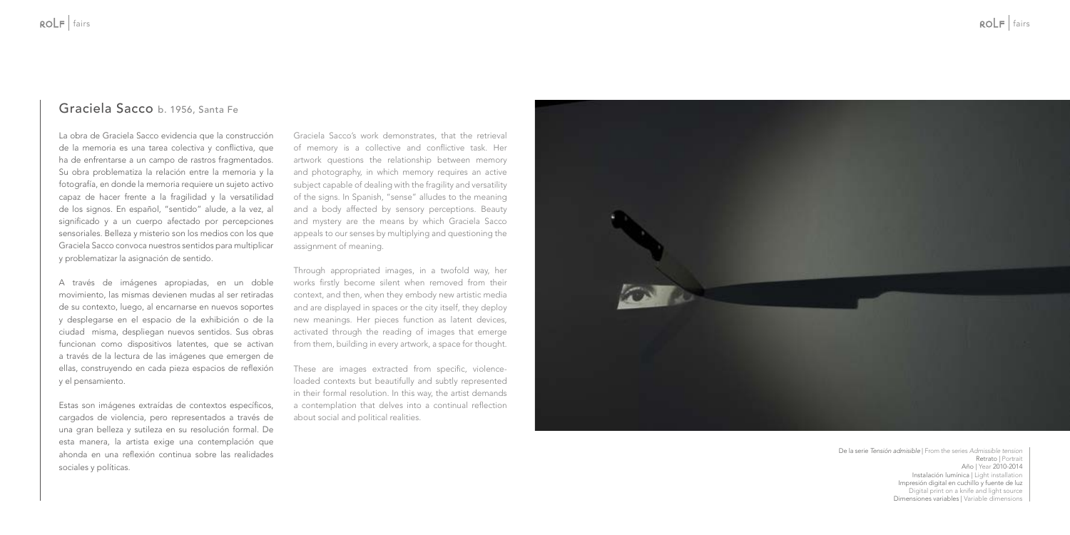## Graciela Sacco b. 1956, Santa Fe

La obra de Graciela Sacco evidencia que la construcción de la memoria es una tarea colectiva y conflictiva, que ha de enfrentarse a un campo de rastros fragmentados. Su obra problematiza la relación entre la memoria y la fotografía, en donde la memoria requiere un sujeto activo capaz de hacer frente a la fragilidad y la versatilidad de los signos. En español, "sentido" alude, a la vez, al significado y a un cuerpo afectado por percepciones sensoriales. Belleza y misterio son los medios con los que Graciela Sacco convoca nuestros sentidos para multiplicar y problematizar la asignación de sentido.

A través de imágenes apropiadas, en un doble movimiento, las mismas devienen mudas al ser retiradas de su contexto, luego, al encarnarse en nuevos soportes y desplegarse en el espacio de la exhibición o de la ciudad misma, despliegan nuevos sentidos. Sus obras funcionan como dispositivos latentes, que se activan a través de la lectura de las imágenes que emergen de ellas, construyendo en cada pieza espacios de reflexión y el pensamiento.

Estas son imágenes extraídas de contextos específicos, cargados de violencia, pero representados a través de una gran belleza y sutileza en su resolución formal. De esta manera, la artista exige una contemplación que ahonda en una reflexión continua sobre las realidades sociales y políticas.

Graciela Sacco's work demonstrates, that the retrieval of memory is a collective and conflictive task. Her artwork questions the relationship between memory and photography, in which memory requires an active subject capable of dealing with the fragility and versatility of the signs. In Spanish, "sense" alludes to the meaning and a body affected by sensory perceptions. Beauty and mystery are the means by which Graciela Sacco appeals to our senses by multiplying and questioning the assignment of meaning.

Through appropriated images, in a twofold way, her works firstly become silent when removed from their context, and then, when they embody new artistic media and are displayed in spaces or the city itself, they deploy new meanings. Her pieces function as latent devices, activated through the reading of images that emerge from them, building in every artwork, a space for thought.

These are images extracted from specific, violence-loaded contexts but beautifully and subtly represented in their formal resolution. In this way, the artist demands a contemplation that delves into a continual reflection about social and political realities.

De la serie *Tensión admisible* | From the series *Admissible tension*
Retrato | Portrait
Año | Year 2010-2014
Instalación lumínica | Light installation
Impresión digital en cuchillo y fuente de luz
Digital print on a knife and light source
Dimensiones variables | Variable dimensions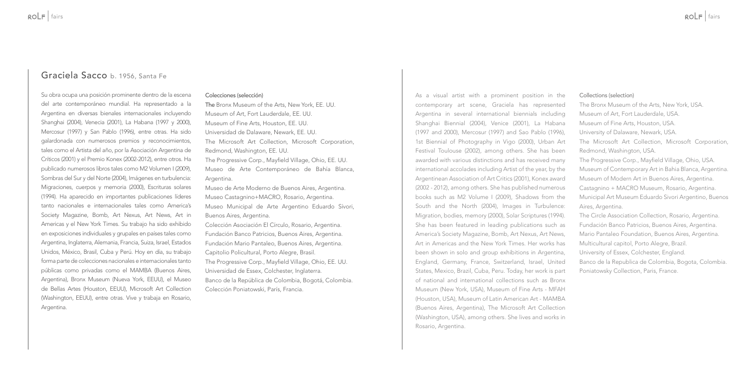## Graciela Sacco b. 1956, Santa Fe

Su obra ocupa una posición prominente dentro de la escena del arte contemporáneo mundial. Ha representado a la Argentina en diversas bienales internacionales incluyendo Shanghai (2004), Venecia (2001), La Habana (1997 y 2000), Mercosur (1997) y San Pablo (1996), entre otras. Ha sido galardonada con numerosos premios y reconocimientos, tales como el Artista del año, por la Asociación Argentina de Críticos (2001) y el Premio Konex (2002-2012), entre otros. Ha publicado numerosos libros tales como M2 Volumen I (2009), Sombras del Sur y del Norte (2004), Imágenes en turbulencia: Migraciones, cuerpos y memoria (2000), Escrituras solares (1994). Ha aparecido en importantes publicaciones líderes tanto nacionales e internacionales tales como America's Society Magazine, Bomb, Art Nexus, Art News, Art in Americas y el New York Times. Su trabajo ha sido exhibido en exposiciones individuales y grupales en países tales como Argentina, Inglaterra, Alemania, Francia, Suiza, Israel, Estados Unidos, México, Brasil, Cuba y Perú. Hoy en día, su trabajo forma parte de colecciones nacionales e internacionales tanto públicas como privadas como el MAMBA (Buenos Aires, Argentina), Bronx Museum (Nueva York, EEUU), el Museo de Bellas Artes (Houston, EEUU), Microsoft Art Collection (Washington, EEUU), entre otras. Vive y trabaja en Rosario, Argentina.

Colecciones (selección)

The Bronx Museum of the Arts, New York, EE. UU.
Museum of Art, Fort Lauderdale, EE. UU.
Museum of Fine Arts, Houston, EE. UU.
Universidad de Dalaware, Newark, EE. UU.
The Microsoft Art Collection, Microsoft Corporation, Redmond, Washington, EE. UU.
The Progressive Corp., Mayfield Village, Ohio, EE. UU.
Museo de Arte Contemporáneo de Bahía Blanca, Argentina.
Museo de Arte Moderno de Buenos Aires, Argentina.
Museo Castagnino+MACRO, Rosario, Argentina.
Museo Municipal de Arte Argentino Eduardo Sívori, Buenos Aires, Argentina.
Colección Asociación El Círculo, Rosario, Argentina.
Fundación Banco Patricios, Buenos Aires, Argentina.
Fundación Mario Pantaleo, Buenos Aires, Argentina.
Capitolio Policultural, Porto Alegre, Brasil.
The Progressive Corp., Mayfield Village, Ohio, EE. UU.
Universidad de Essex, Colchester, Inglaterra.
Banco de la República de Colombia, Bogotá, Colombia.
Colección Poniatowski, París, Francia.

As a visual artist with a prominent position in the contemporary art scene, Graciela has represented Argentina in several international biennials including Shanghai Biennial (2004), Venice (2001), La Habana (1997 and 2000), Mercosur (1997) and Sao Pablo (1996), 1st Biennial of Photography in Vigo (2000), Urban Art Festival Toulouse (2002), among others. She has been awarded with various distinctions and has received many international accolades including Artist of the year, by the Argentinean Association of Art Critics (2001), Konex award (2002 - 2012), among others. She has published numerous books such as M2 Volume I (2009), Shadows from the South and the North (2004), Images in Turbulence: Migration, bodies, memory (2000), Solar Scriptures (1994). She has been featured in leading publications such as America's Society Magazine, Bomb, Art Nexus, Art News, Art in Americas and the New York Times. Her works has been shown in solo and group exhibitions in Argentina, England, Germany, France, Switzerland, Israel, United States, Mexico, Brazil, Cuba, Peru. Today, her work is part of national and international collections such as Bronx Museum (New York, USA), Museum of Fine Arts - MFAH (Houston, USA), Museum of Latin American Art - MAMBA (Buenos Aires, Argentina), The Microsoft Art Collection (Washington, USA), among others. She lives and works in Rosario, Argentina.

Collections (selection)

The Bronx Museum of the Arts, New York, USA.
Museum of Art, Fort Lauderdale, USA.
Museum of Fine Arts, Houston, USA.
University of Dalaware, Newark, USA.
The Microsoft Art Collection, Microsoft Corporation, Redmond, Washington, USA.
The Progressive Corp., Mayfield Village, Ohio, USA.
Museum of Contemporary Art in Bahia Blanca, Argentina.
Museum of Modern Art in Buenos Aires, Argentina.
Castagnino + MACRO Museum, Rosario, Argentina.
Municipal Art Museum Eduardo Sivori Argentino, Buenos Aires, Argentina.
The Circle Association Collection, Rosario, Argentina.
Fundación Banco Patricios, Buenos Aires, Argentina.
Mario Pantaleo Foundation, Buenos Aires, Argentina.
Multicultural capitol, Porto Alegre, Brazil.
University of Essex, Colchester, England.
Banco de la Republica de Colombia, Bogota, Colombia.
Poniatowsky Collection, Paris, France.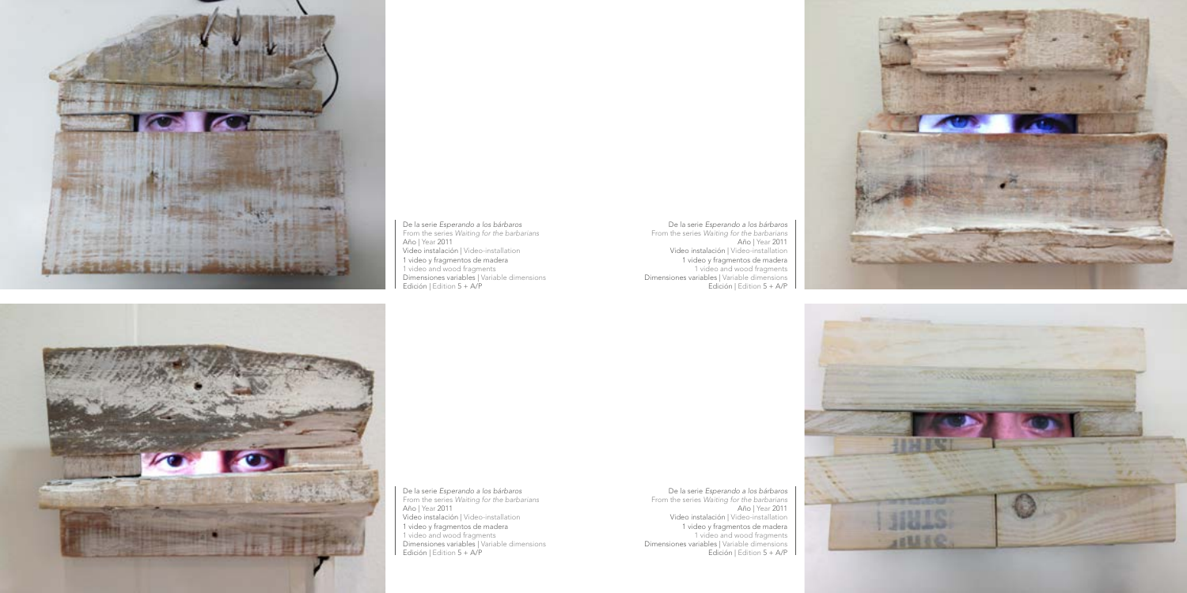De la serie *Esperando a los bárbaros*
From the series *Waiting for the barbarians*
Año | Year 2011
Video instalación | Video-installation
1 video y fragmentos de madera
1 video and wood fragments
Dimensiones variables | Variable dimensions
Edición | Edition 5 + A/P

De la serie *Esperando a los bárbaros*
From the series *Waiting for the barbarians*
Año | Year 2011
Video instalación | Video-installation
1 video y fragmentos de madera
1 video and wood fragments
Dimensiones variables | Variable dimensions
Edición | Edition 5 + A/P

De la serie *Esperando a los bárbaros*
From the series *Waiting for the barbarians*
Año | Year 2011
Video instalación | Video-installation
1 video y fragmentos de madera
1 video and wood fragments
Dimensiones variables | Variable dimensions
Edición | Edition 5 + A/P

De la serie *Esperando a los bárbaros*
From the series *Waiting for the barbarians*
Año | Year 2011
Video instalación | Video-installation
1 video y fragmentos de madera
1 video and wood fragments
Dimensiones variables | Variable dimensions
Edición | Edition 5 + A/P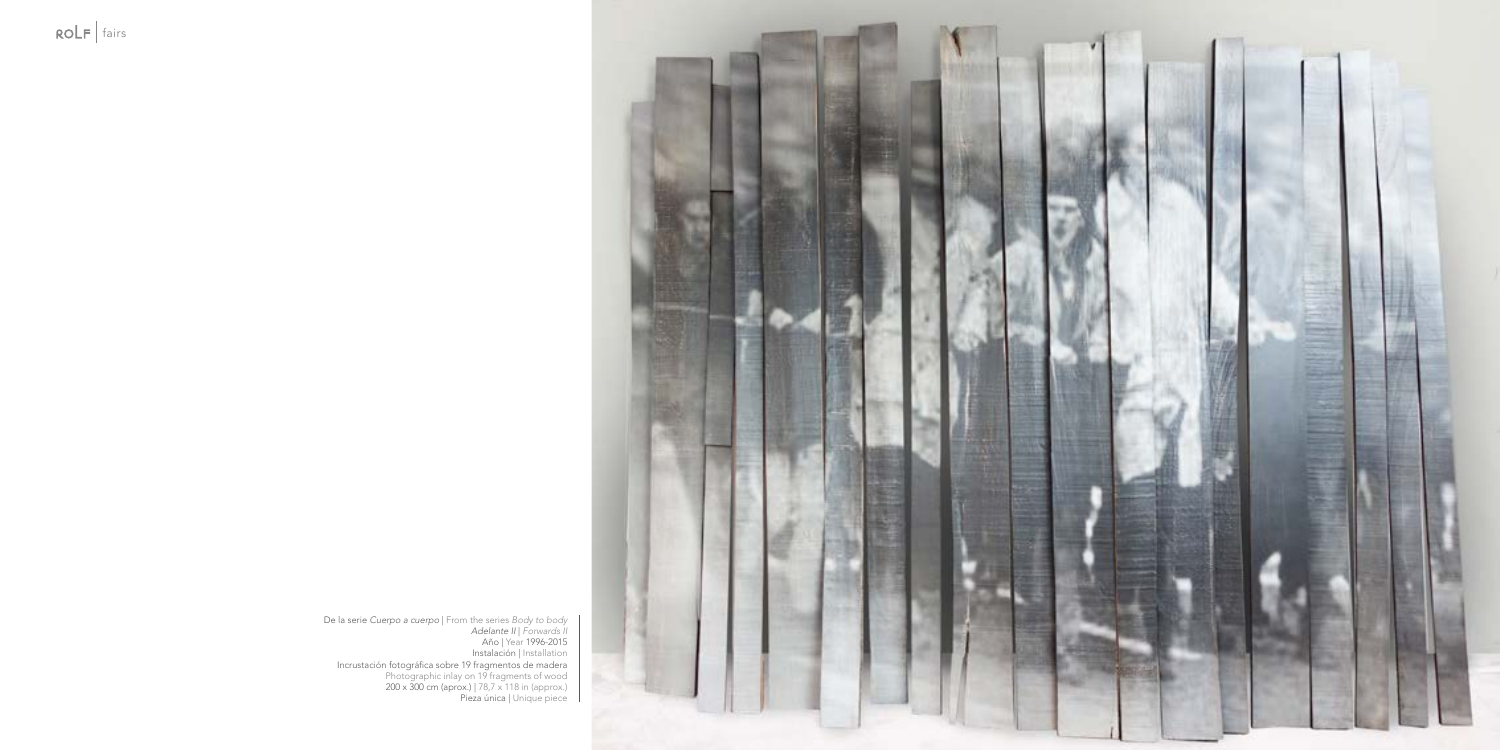De la serie *Cuerpo a cuerpo* | From the series *Body to body*
*Adelante II* | *Forwards II*
Año | Year 1996-2015
Instalación | Installation
Incrustación fotográfica sobre 19 fragmentos de madera
Photographic inlay on 19 fragments of wood
200 x 300 cm (aprox.) | 78,7 x 118 in (approx.)
Pieza única | Unique piece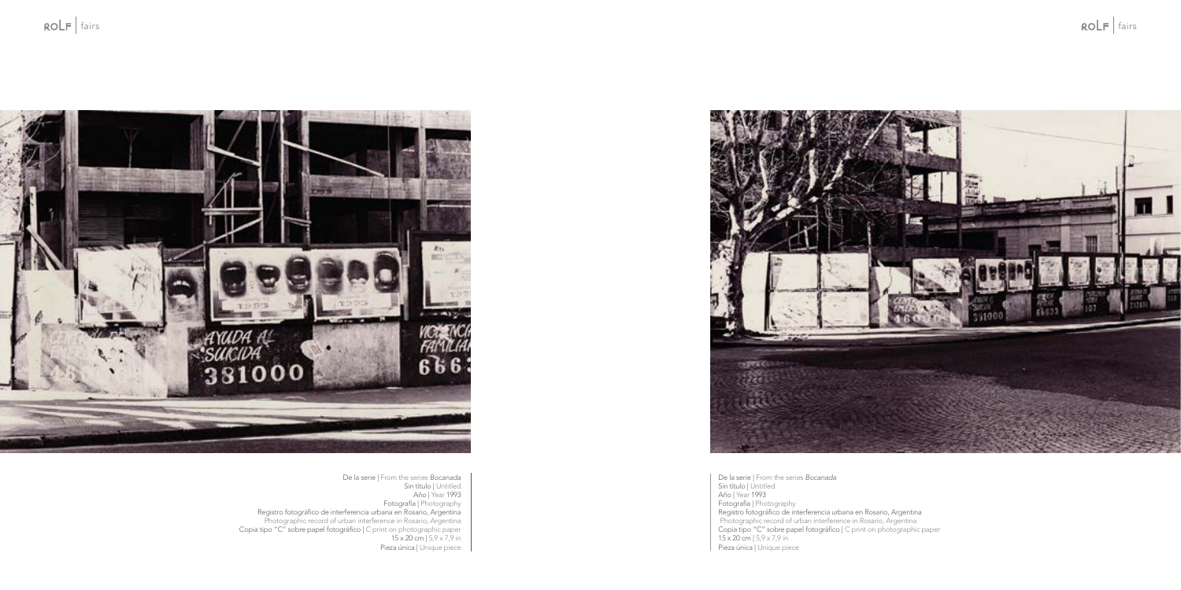De la serie | From the series *Bocanada*
Sin título | Untitled
Año | Year 1993
Fotografía | Photography
Registro fotográfico de interferencia urbana en Rosario, Argentina
Photographic record of urban interference in Rosario, Argentina
Copia tipo "C" sobre papel fotográfico | C print on photographic paper
15 x 20 cm | 5,9 x 7,9 in
Pieza única | Unique piece

De la serie | From the series *Bocanada*
Sin título | Untitled
Año | Year 1993
Fotografía | Photography
Registro fotográfico de interferencia urbana en Rosario, Argentina
Photographic record of urban interference in Rosario, Argentina
Copia tipo "C" sobre papel fotográfico | C print on photographic paper
15 x 20 cm | 5,9 x 7,9 in
Pieza única | Unique piece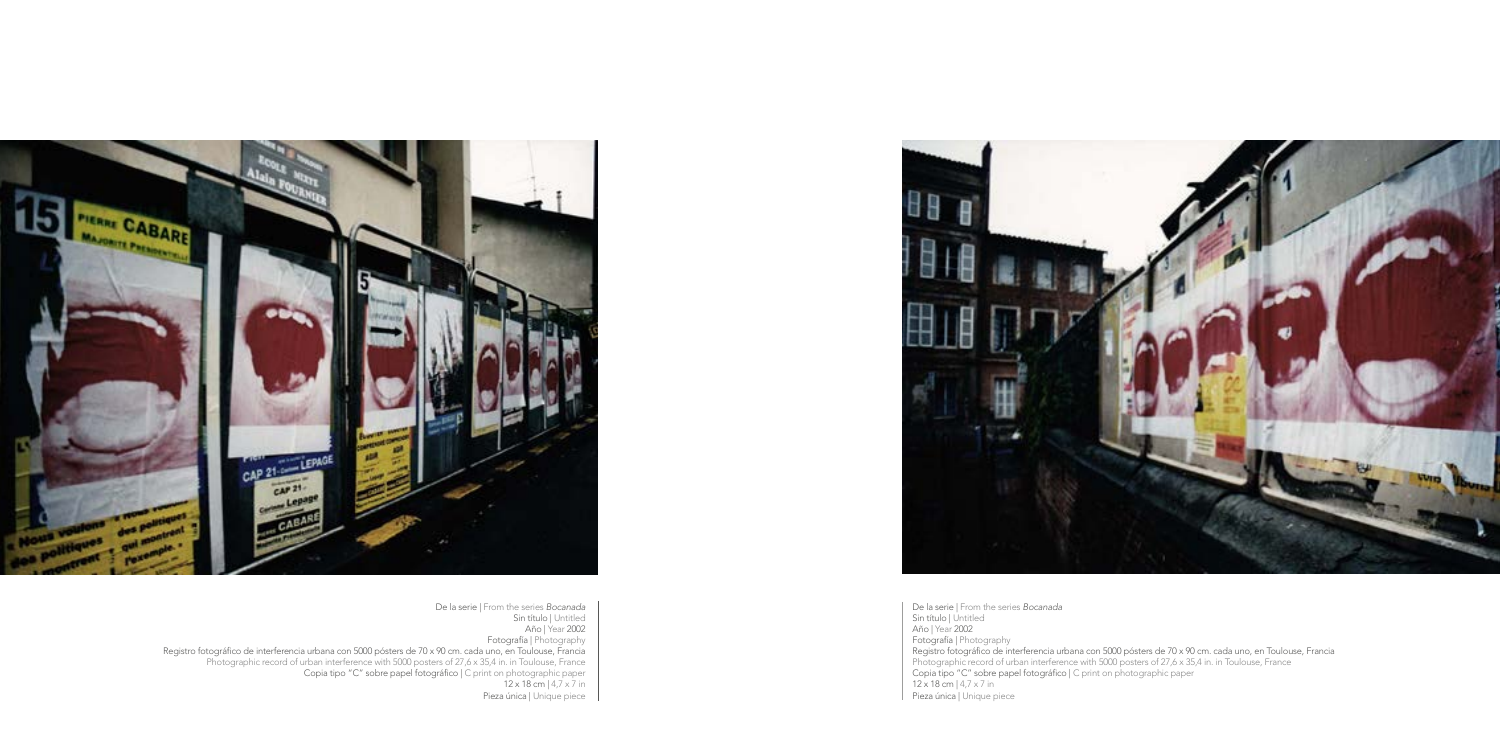De la serie | From the series *Bocanada*
Sin título | Untitled
Año | Year 2002
Fotografía | Photography
Registro fotográfico de interferencia urbana con 5000 pósters de 70 x 90 cm. cada uno, en Toulouse, Francia
Photographic record of urban interference with 5000 posters of 27,6 x 35,4 in. in Toulouse, France
Copia tipo "C" sobre papel fotográfico | C print on photographic paper
12 x 18 cm | 4,7 x 7 in
Pieza única | Unique piece

De la serie | From the series *Bocanada*
Sin título | Untitled
Año | Year 2002
Fotografía | Photography
Registro fotográfico de interferencia urbana con 5000 pósters de 70 x 90 cm. cada uno, en Toulouse, Francia
Photographic record of urban interference with 5000 posters of 27,6 x 35,4 in. in Toulouse, France
Copia tipo "C" sobre papel fotográfico | C print on photographic paper
12 x 18 cm | 4,7 x 7 in
Pieza única | Unique piece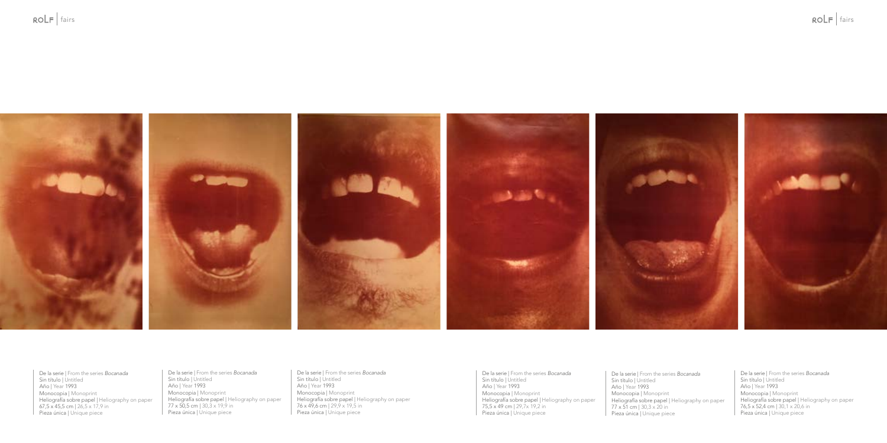De la serie | From the series *Bocanada*
Sin título | Untitled
Año | Year 1993
Monocopia | Monoprint
Heliografía sobre papel | Heliography on paper
67,5 x 45,5 cm | 26,5 x 17,9 in
Pieza única | Unique piece

De la serie | From the series *Bocanada*
Sin título | Untitled
Año | Year 1993
Monocopia | Monoprint
Heliografía sobre papel | Heliography on paper
77 x 50,5 cm | 30,3 x 19,9 in
Pieza única | Unique piece

De la serie | From the series *Bocanada*
Sin título | Untitled
Año | Year 1993
Monocopia | Monoprint
Heliografía sobre papel | Heliography on paper
76 x 49,6 cm | 29,9 x 19,5 in
Pieza única | Unique piece

De la serie | From the series *Bocanada*
Sin título | Untitled
Año | Year 1993
Monocopia | Monoprint
Heliografía sobre papel | Heliography on paper
75,5 x 49 cm | 29,7x 19,2 in
Pieza única | Unique piece

De la serie | From the series *Bocanada*
Sin título | Untitled
Año | Year 1993
Monocopia | Monoprint
Heliografía sobre papel | Heliography on paper
77 x 51 cm | 30,3 x 20 in
Pieza única | Unique piece

De la serie | From the series *Bocanada*
Sin título | Untitled
Año | Year 1993
Monocopia | Monoprint
Heliografía sobre papel | Heliography on paper
76,5 x 52,4 cm | 30,1 x 20,6 in
Pieza única | Unique piece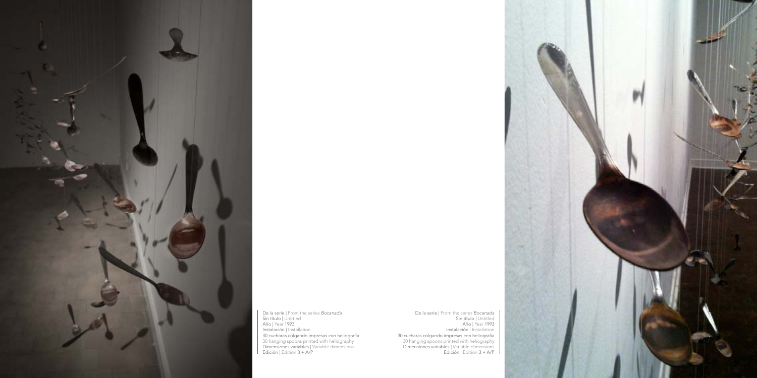De la serie | From the series *Bocanada*
Sin título | Untitled
Año | Year 1993
Instalación | Installation
30 cucharas colgando impresas con heliografía
30 hanging spoons printed with heliography
Dimensiones variables | Variable dimensions
Edición | Edition 3 + A/P

De la serie | From the series *Bocanada*
Sin título | Untitled
Año | Year 1993
Instalación | Installation
30 cucharas colgando impresas con heliografía
30 hanging spoons printed with heliography
Dimensiones variables | Variable dimensions
Edición | Edition 3 + A/P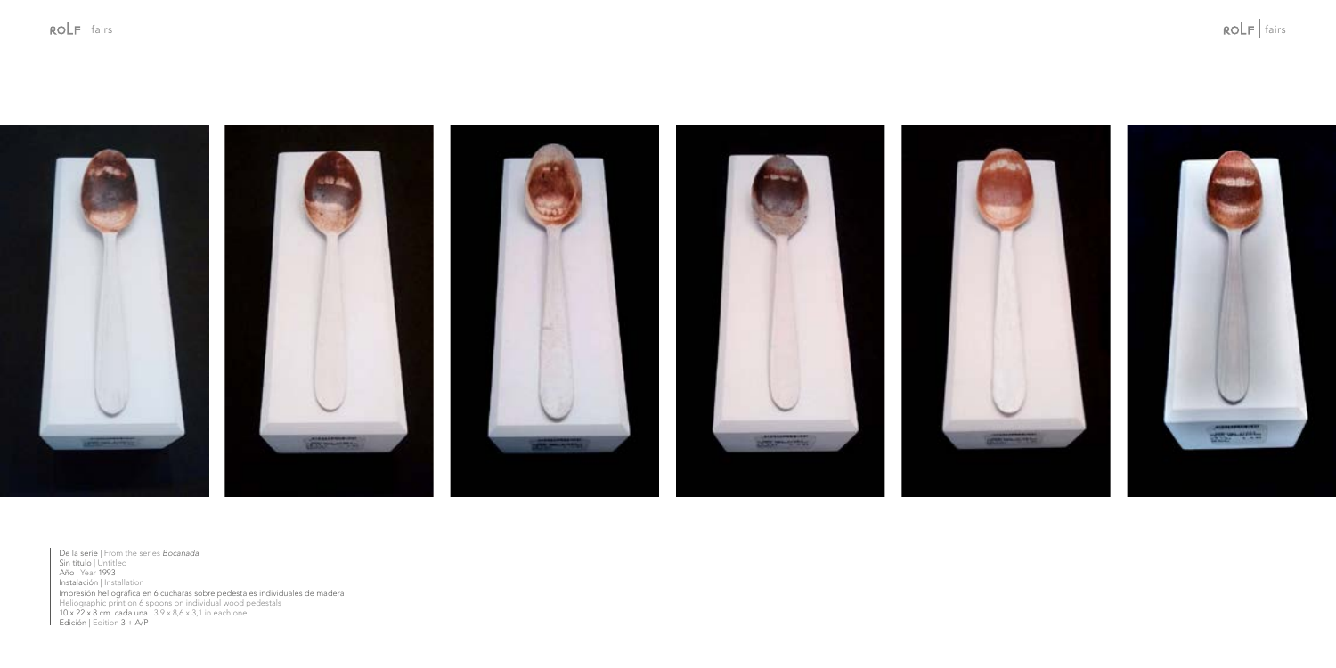De la serie | From the series *Bocanada*
Sin título | Untitled
Año | Year 1993
Instalación | Installation
Impresión heliográfica en 6 cucharas sobre pedestales individuales de madera
Heliographic print on 6 spoons on individual wood pedestals
10 x 22 x 8 cm. cada una | 3,9 x 8,6 x 3,1 in each one
Edición | Edition 3 + A/P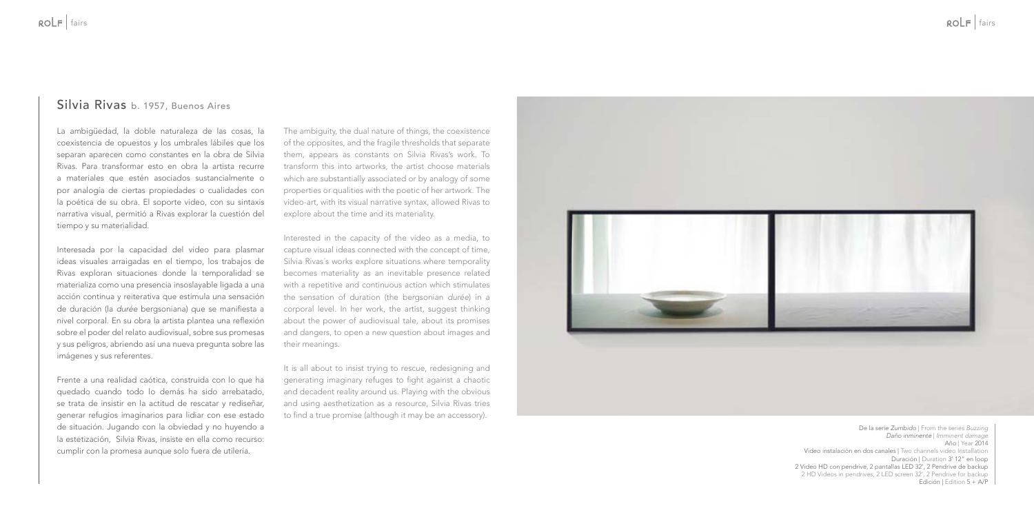## Silvia Rivas b. 1957, Buenos Aires

La ambigüedad, la doble naturaleza de las cosas, la coexistencia de opuestos y los umbrales lábiles que los separan aparecen como constantes en la obra de Silvia Rivas. Para transformar esto en obra la artista recurre a materiales que estén asociados sustancialmente o por analogía de ciertas propiedades o cualidades con la poética de su obra. El soporte video, con su sintaxis narrativa visual, permitió a Rivas explorar la cuestión del tiempo y su materialidad.

Interesada por la capacidad del video para plasmar ideas visuales arraigadas en el tiempo, los trabajos de Rivas exploran situaciones donde la temporalidad se materializa como una presencia insoslayable ligada a una acción continua y reiterativa que estimula una sensación de duración (la *durée* bergsoniana) que se manifiesta a nivel corporal. En su obra la artista plantea una reflexión sobre el poder del relato audiovisual, sobre sus promesas y sus peligros, abriendo así una nueva pregunta sobre las imágenes y sus referentes.

Frente a una realidad caótica, construida con lo que ha quedado cuando todo lo demás ha sido arrebatado, se trata de insistir en la actitud de rescatar y rediseñar, generar refugios imaginarios para lidiar con ese estado de situación. Jugando con la obviedad y no huyendo a la estetización, Silvia Rivas, insiste en ella como recurso: cumplir con la promesa aunque solo fuera de utilería.

The ambiguity, the dual nature of things, the coexistence of the opposites, and the fragile thresholds that separate them, appears as constants on Silvia Rivas's work. To transform this into artworks, the artist choose materials which are substantially associated or by analogy of some properties or qualities with the poetic of her artwork. The video-art, with its visual narrative syntax, allowed Rivas to explore about the time and its materiality.

Interested in the capacity of the video as a media, to capture visual ideas connected with the concept of time, Silvia Rivas's works explore situations where temporality becomes materiality as an inevitable presence related with a repetitive and continuous action which stimulates the sensation of duration (the bergsonian *durée*) in a corporal level. In her work, the artist, suggest thinking about the power of audiovisual tale, about its promises and dangers, to open a new question about images and their meanings.

It is all about to insist trying to rescue, redesigning and generating imaginary refuges to fight against a chaotic and decadent reality around us. Playing with the obvious and using aesthetization as a resource, Silvia Rivas tries to find a true promise (although it may be an accessory).

De la serie *Zumbido* | From the series *Buzzing*
*Daño inminente* | *Imminent damage*
Año | Year 2014
Video instalación en dos canales | Two channels video Installation
Duración | Duration 3' 12" en loop
2 Video HD con pendrive, 2 pantallas LED 32", 2 Pendrive de backup
2 HD Videos in pendrives, 2 LED screen 32", 2 Pendrive for backup
Edición | Edition 5 + A/P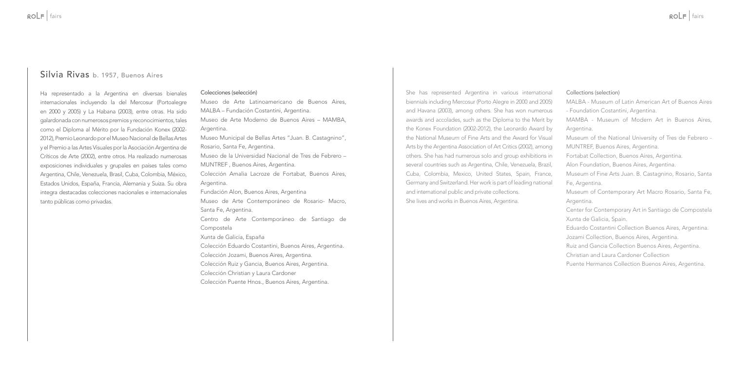## Silvia Rivas b. 1957, Buenos Aires

Ha representado a la Argentina en diversas bienales internacionales incluyendo la del Mercosur (Portoalegre en 2000 y 2005) y La Habana (2003), entre otras. Ha sido galardonada con numerosos premios y reconocimientos, tales como el Diploma al Mérito por la Fundación Konex (2002-2012), Premio Leonardo por el Museo Nacional de Bellas Artes y el Premio a las Artes Visuales por la Asociación Argentina de Críticos de Arte (2002), entre otros. Ha realizado numerosas exposiciones individuales y grupales en países tales como Argentina, Chile, Venezuela, Brasil, Cuba, Colombia, México, Estados Unidos, España, Francia, Alemania y Suiza. Su obra integra destacadas colecciones nacionales e internacionales tanto públicas como privadas.

Colecciones (selección)

Museo de Arte Latinoamericano de Buenos Aires, MALBA – Fundación Costantini, Argentina.

Museo de Arte Moderno de Buenos Aires – MAMBA, Argentina.

Museo Municipal de Bellas Artes "Juan. B. Castagnino", Rosario, Santa Fe, Argentina.

Museo de la Universidad Nacional de Tres de Febrero – MUNTREF , Buenos Aires, Argentina.

Colección Amalia Lacroze de Fortabat, Buenos Aires, Argentina.

Fundación Alon, Buenos Aires, Argentina

Museo de Arte Contemporáneo de Rosario- Macro, Santa Fe, Argentina.

Centro de Arte Contemporáneo de Santiago de Compostela

Xunta de Galicia, España

Colección Eduardo Costantini, Buenos Aires, Argentina.

Colección Jozami, Buenos Aires, Argentina.

Colección Ruiz y Gancia, Buenos Aires, Argentina.

Colección Christian y Laura Cardoner

Colección Puente Hnos., Buenos Aires, Argentina.

She has represented Argentina in various international biennials including Mercosur (Porto Alegre in 2000 and 2005) and Havana (2003), among others. She has won numerous awards and accolades, such as the Diploma to the Merit by the Konex Foundation (2002-2012), the Leonardo Award by the National Museum of Fine Arts and the Award for Visual Arts by the Argentina Association of Art Critics (2002), among others. She has had numerous solo and group exhibitions in several countries such as Argentina, Chile, Venezuela, Brazil, Cuba, Colombia, Mexico, United States, Spain, France, Germany and Switzerland. Her work is part of leading national and international public and private collections.

She lives and works in Buenos Aires, Argentina.

Collections (selection)

MALBA - Museum of Latin American Art of Buenos Aires - Foundation Costantini, Argentina.

MAMBA - Museum of Modern Art in Buenos Aires, Argentina.

Museum of the National University of Tres de Febrero - MUNTREF, Buenos Aires, Argentina.

Fortabat Collection, Buenos Aires, Argentina.

Alon Foundation, Buenos Aires, Argentina.

Museum of Fine Arts Juan. B. Castagnino, Rosario, Santa Fe, Argentina.

Museum of Contemporary Art Macro Rosario, Santa Fe, Argentina.

Center for Contemporary Art in Santiago de Compostela Xunta de Galicia, Spain.

Eduardo Costantini Collection Buenos Aires, Argentina.

Jozami Collection, Buenos Aires, Argentina.

Ruiz and Gancia Collection Buenos Aires, Argentina.

Christian and Laura Cardoner Collection

Puente Hermanos Collection Buenos Aires, Argentina.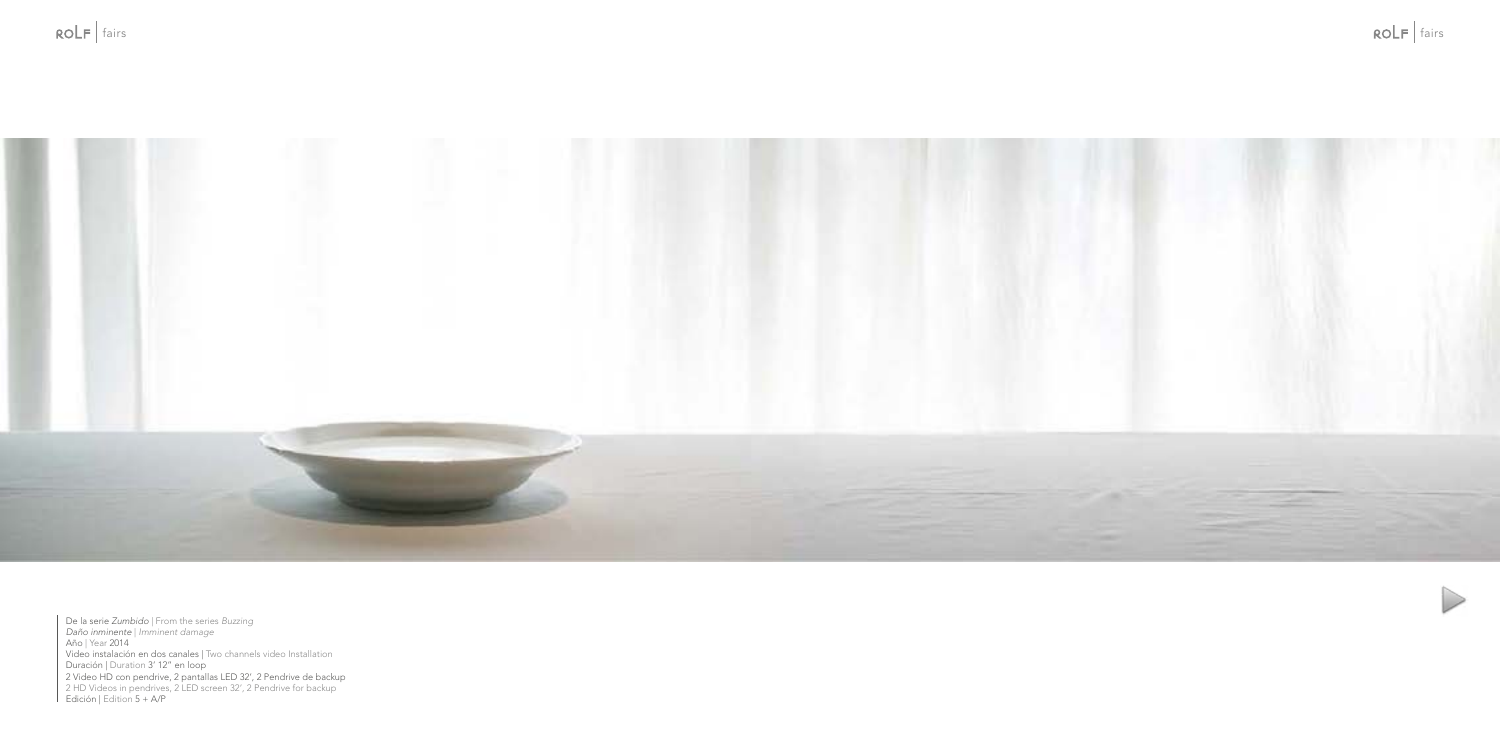De la serie *Zumbido* | From the series *Buzzing*
*Daño inminente* | *Imminent damage*
Año | Year 2014
Video instalación en dos canales | Two channels video Installation
Duración | Duration 3' 12" en loop
2 Video HD con pendrive, 2 pantallas LED 32', 2 Pendrive de backup
2 HD Videos in pendrives, 2 LED screen 32', 2 Pendrive for backup
Edición | Edition 5 + A/P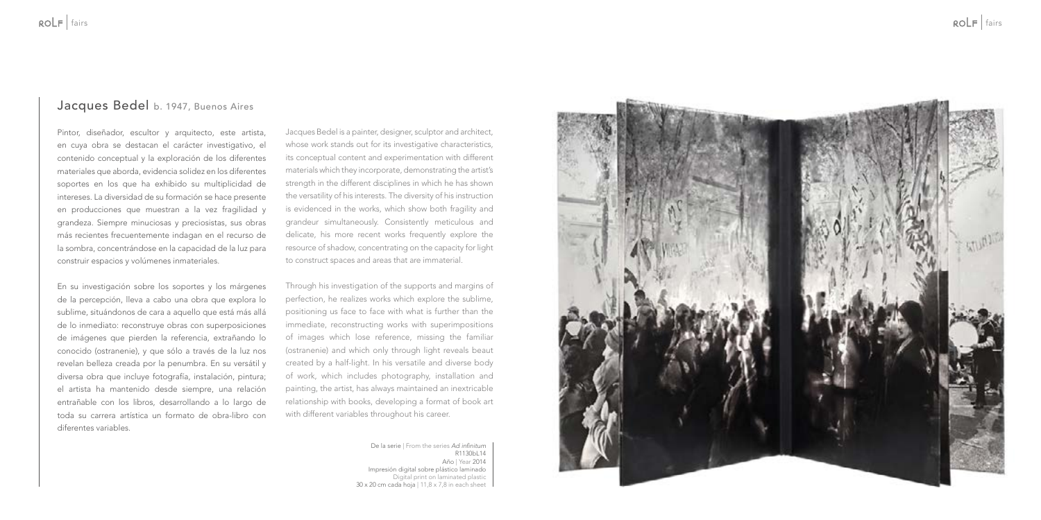## Jacques Bedel b. 1947, Buenos Aires

Pintor, diseñador, escultor y arquitecto, este artista, en cuya obra se destacan el carácter investigativo, el contenido conceptual y la exploración de los diferentes materiales que aborda, evidencia solidez en los diferentes soportes en los que ha exhibido su multiplicidad de intereses. La diversidad de su formación se hace presente en producciones que muestran a la vez fragilidad y grandeza. Siempre minuciosas y preciosistas, sus obras más recientes frecuentemente indagan en el recurso de la sombra, concentrándose en la capacidad de la luz para construir espacios y volúmenes inmateriales.

En su investigación sobre los soportes y los márgenes de la percepción, lleva a cabo una obra que explora lo sublime, situándonos de cara a aquello que está más allá de lo inmediato: reconstruye obras con superposiciones de imágenes que pierden la referencia, extrañando lo conocido (ostranenie), y que sólo a través de la luz nos revelan belleza creada por la penumbra. En su versátil y diversa obra que incluye fotografía, instalación, pintura; el artista ha mantenido desde siempre, una relación entrañable con los libros, desarrollando a lo largo de toda su carrera artística un formato de obra-libro con diferentes variables.

Jacques Bedel is a painter, designer, sculptor and architect, whose work stands out for its investigative characteristics, its conceptual content and experimentation with different materials which they incorporate, demonstrating the artist's strength in the different disciplines in which he has shown the versatility of his interests. The diversity of his instruction is evidenced in the works, which show both fragility and grandeur simultaneously. Consistently meticulous and delicate, his more recent works frequently explore the resource of shadow, concentrating on the capacity for light to construct spaces and areas that are immaterial.

Through his investigation of the supports and margins of perfection, he realizes works which explore the sublime, positioning us face to face with what is further than the immediate, reconstructing works with superimpositions of images which lose reference, missing the familiar (ostranenie) and which only through light reveals beaut created by a half-light. In his versatile and diverse body of work, which includes photography, installation and painting, the artist, has always maintained an inextricable relationship with books, developing a format of book art with different variables throughout his career.

De la serie | From the series *Ad infinitum*
R1130bL14
Año | Year 2014
Impresión digital sobre plástico laminado
Digital print on laminated plastic
30 x 20 cm cada hoja | 11,8 x 7,8 in each sheet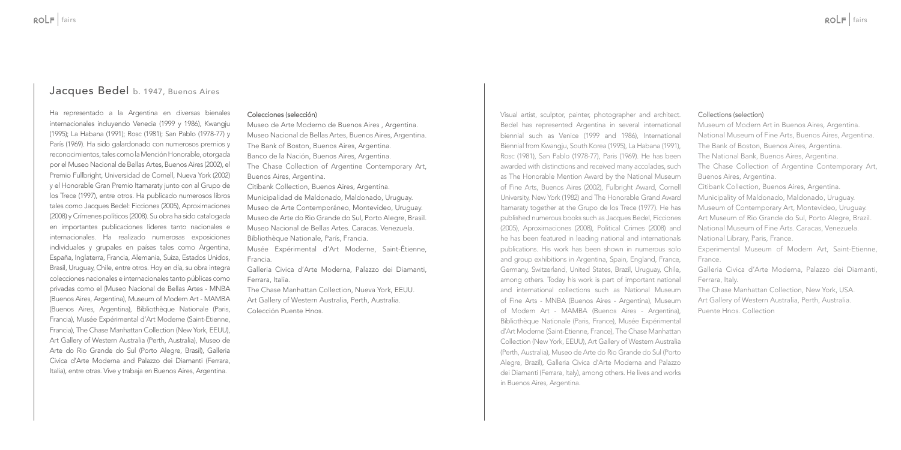## Jacques Bedel b. 1947, Buenos Aires

Ha representado a la Argentina en diversas bienales internacionales incluyendo Venecia (1999 y 1986), Kwangju (1995); La Habana (1991); Rosc (1981); San Pablo (1978-77) y París (1969). Ha sido galardonado con numerosos premios y reconocimientos, tales como la Mención Honorable, otorgada por el Museo Nacional de Bellas Artes, Buenos Aires (2002), el Premio Fullbright, Universidad de Cornell, Nueva York (2002) y el Honorable Gran Premio Itamaraty junto con al Grupo de los Trece (1997), entre otros. Ha publicado numerosos libros tales como Jacques Bedel: Ficciones (2005), Aproximaciones (2008) y Crímenes políticos (2008). Su obra ha sido catalogada en importantes publicaciones líderes tanto nacionales e internacionales. Ha realizado numerosas exposiciones individuales y grupales en países tales como Argentina, España, Inglaterra, Francia, Alemania, Suiza, Estados Unidos, Brasil, Uruguay, Chile, entre otros. Hoy en día, su obra integra colecciones nacionales e internacionales tanto públicas como privadas como el (Museo Nacional de Bellas Artes - MNBA (Buenos Aires, Argentina), Museum of Modern Art - MAMBA (Buenos Aires, Argentina), Bibliothèque Nationale (Paris, Francia), Musée Expérimental d'Art Moderne (Saint-Etienne, Francia), The Chase Manhattan Collection (New York, EEUU), Art Gallery of Western Australia (Perth, Australia), Museo de Arte do Rio Grande do Sul (Porto Alegre, Brasil), Galleria Civica d'Arte Moderna and Palazzo dei Diamanti (Ferrara, Italia), entre otras. Vive y trabaja en Buenos Aires, Argentina.

Colecciones (selección)

Museo de Arte Moderno de Buenos Aires , Argentina.
Museo Nacional de Bellas Artes, Buenos Aires, Argentina.
The Bank of Boston, Buenos Aires, Argentina.
Banco de la Nación, Buenos Aires, Argentina.
The Chase Collection of Argentine Contemporary Art, Buenos Aires, Argentina.
Citibank Collection, Buenos Aires, Argentina.
Municipalidad de Maldonado, Maldonado, Uruguay.
Museo de Arte Contemporáneo, Montevideo, Uruguay.
Museo de Arte do Rio Grande do Sul, Porto Alegre, Brasil.
Museo Nacional de Bellas Artes. Caracas. Venezuela.
Bibliothèque Nationale, París, Francia.
Musée Expérimental d'Art Moderne, Saint-Étienne, Francia.
Galleria Civica d'Arte Moderna, Palazzo dei Diamanti, Ferrara, Italia.
The Chase Manhattan Collection, Nueva York, EEUU.
Art Gallery of Western Australia, Perth, Australia.
Colección Puente Hnos.

Visual artist, sculptor, painter, photographer and architect. Bedel has represented Argentina in several international biennial such as Venice (1999 and 1986), International Biennial from Kwangju, South Korea (1995), La Habana (1991), Rosc (1981), San Pablo (1978-77), Paris (1969). He has been awarded with distinctions and received many accolades, such as The Honorable Mention Award by the National Museum of Fine Arts, Buenos Aires (2002), Fulbright Award, Cornell University, New York (1982) and The Honorable Grand Award Itamaraty together at the Grupo de los Trece (1977). He has published numerous books such as Jacques Bedel, Ficciones (2005), Aproximaciones (2008), Political Crimes (2008) and he has been featured in leading national and internationals publications. His work has been shown in numerous solo and group exhibitions in Argentina, Spain, England, France, Germany, Switzerland, United States, Brazil, Uruguay, Chile, among others. Today his work is part of important national and international collections such as National Museum of Fine Arts - MNBA (Buenos Aires - Argentina), Museum of Modern Art - MAMBA (Buenos Aires - Argentina), Bibliothèque Nationale (Paris, France), Musée Expérimental d'Art Moderne (Saint-Etienne, France), The Chase Manhattan Collection (New York, EEUU), Art Gallery of Western Australia (Perth, Australia), Museo de Arte do Rio Grande do Sul (Porto Alegre, Brazil), Galleria Civica d'Arte Moderna and Palazzo dei Diamanti (Ferrara, Italy), among others. He lives and works in Buenos Aires, Argentina.

Collections (selection)

Museum of Modern Art in Buenos Aires, Argentina.
National Museum of Fine Arts, Buenos Aires, Argentina.
The Bank of Boston, Buenos Aires, Argentina.
The National Bank, Buenos Aires, Argentina.
The Chase Collection of Argentine Contemporary Art, Buenos Aires, Argentina.
Citibank Collection, Buenos Aires, Argentina.
Municipality of Maldonado, Maldonado, Uruguay.
Museum of Contemporary Art, Montevideo, Uruguay.
Art Museum of Rio Grande do Sul, Porto Alegre, Brazil.
National Museum of Fine Arts. Caracas, Venezuela.
National Library, Paris, France.
Experimental Museum of Modern Art, Saint-Etienne, France.
Galleria Civica d'Arte Moderna, Palazzo dei Diamanti, Ferrara, Italy.
The Chase Manhattan Collection, New York, USA.
Art Gallery of Western Australia, Perth, Australia.
Puente Hnos. Collection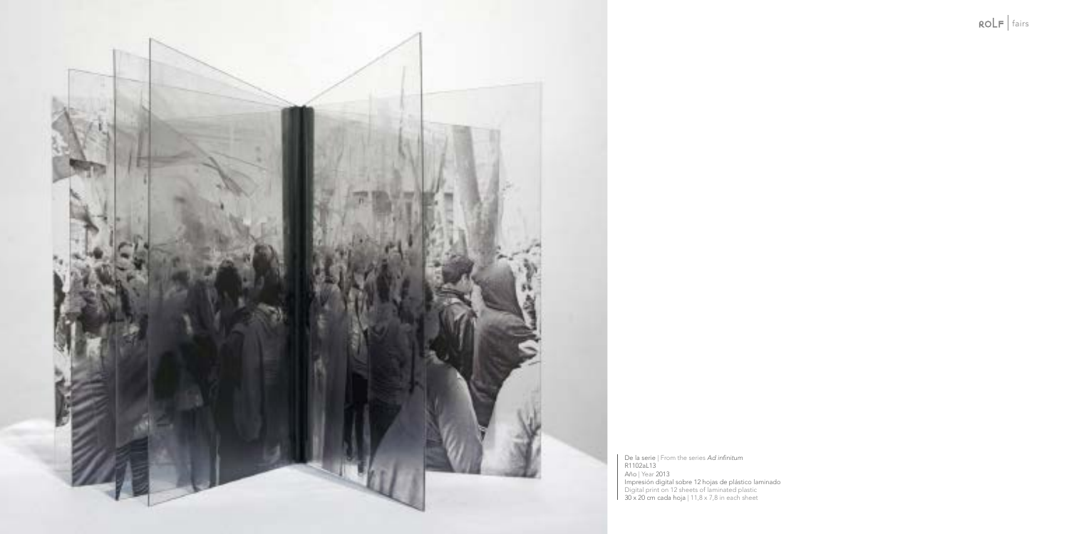De la serie | From the series *Ad infinitum*
R1102aL13
Año | Year 2013
Impresión digital sobre 12 hojas de plástico laminado
Digital print on 12 sheets of laminated plastic
30 x 20 cm cada hoja | 11,8 x 7,8 in each sheet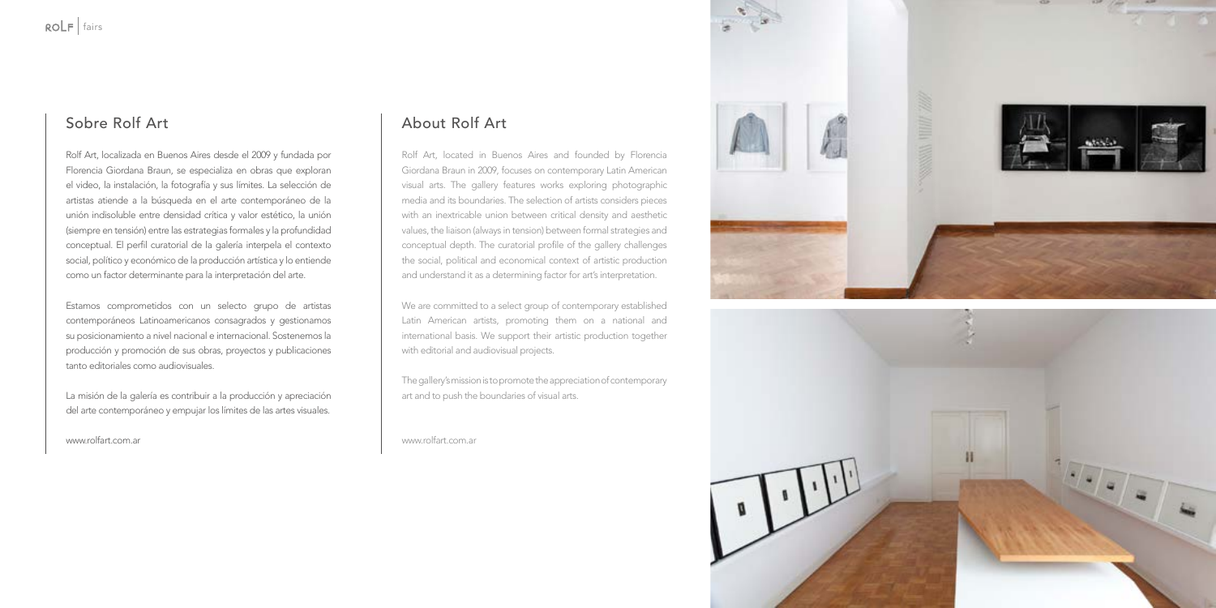## Sobre Rolf Art

Rolf Art, localizada en Buenos Aires desde el 2009 y fundada por Florencia Giordana Braun, se especializa en obras que exploran el video, la instalación, la fotografía y sus límites. La selección de artistas atiende a la búsqueda en el arte contemporáneo de la unión indisoluble entre densidad crítica y valor estético, la unión (siempre en tensión) entre las estrategias formales y la profundidad conceptual. El perfil curatorial de la galería interpela el contexto social, político y económico de la producción artística y lo entiende como un factor determinante para la interpretación del arte.

Estamos comprometidos con un selecto grupo de artistas contemporáneos Latinoamericanos consagrados y gestionamos su posicionamiento a nivel nacional e internacional. Sostenemos la producción y promoción de sus obras, proyectos y publicaciones tanto editoriales como audiovisuales.

La misión de la galería es contribuir a la producción y apreciación del arte contemporáneo y empujar los límites de las artes visuales.

www.rolfart.com.ar

## About Rolf Art

Rolf Art, located in Buenos Aires and founded by Florencia Giordana Braun in 2009, focuses on contemporary Latin American visual arts. The gallery features works exploring photographic media and its boundaries. The selection of artists considers pieces with an inextricable union between critical density and aesthetic values, the liaison (always in tension) between formal strategies and conceptual depth. The curatorial profile of the gallery challenges the social, political and economical context of artistic production and understand it as a determining factor for art's interpretation.

We are committed to a select group of contemporary established Latin American artists, promoting them on a national and international basis. We support their artistic production together with editorial and audiovisual projects.

The gallery's mission is to promote the appreciation of contemporary art and to push the boundaries of visual arts.

www.rolfart.com.ar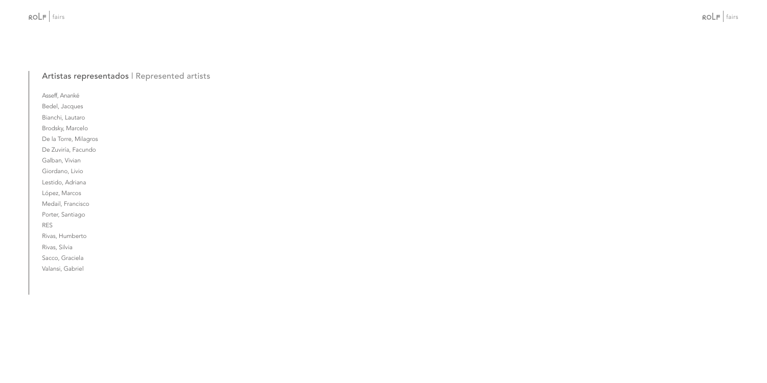## Artistas representados | Represented artists

Asseff, Ananké
Bedel, Jacques
Bianchi, Lautaro
Brodsky, Marcelo
De la Torre, Milagros
De Zuviría, Facundo
Galban, Vivian
Giordano, Livio
Lestido, Adriana
López, Marcos
Medail, Francisco
Porter, Santiago
RES
Rivas, Humberto
Rivas, Silvia
Sacco, Graciela
Valansi, Gabriel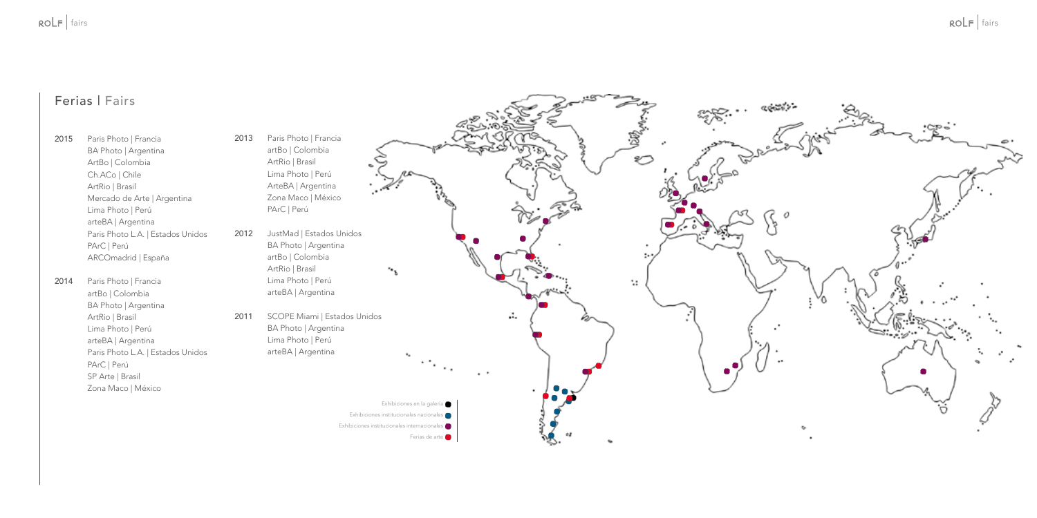## Ferias | Fairs

**2015**
- Paris Photo | Francia
- BA Photo | Argentina
- ArtBo | Colombia
- Ch.ACo | Chile
- ArtRio | Brasil
- Mercado de Arte | Argentina
- Lima Photo | Perú
- arteBA | Argentina
- Paris Photo L.A. | Estados Unidos
- PArC | Perú
- ARCOmadrid | España

**2014**
- Paris Photo | Francia
- artBo | Colombia
- BA Photo | Argentina
- ArtRio | Brasil
- Lima Photo | Perú
- arteBA | Argentina
- Paris Photo L.A. | Estados Unidos
- PArC | Perú
- SP Arte | Brasil
- Zona Maco | México

**2013**
- Paris Photo | Francia
- artBo | Colombia
- ArtRio | Brasil
- Lima Photo | Perú
- ArteBA | Argentina
- Zona Maco | México
- PArC | Perú

**2012**
- JustMad | Estados Unidos
- BA Photo | Argentina
- artBo | Colombia
- ArtRio | Brasil
- Lima Photo | Perú
- arteBA | Argentina

**2011**
- SCOPE Miami | Estados Unidos
- BA Photo | Argentina
- Lima Photo | Perú
- arteBA | Argentina

Exhibiciones en la galería
Exhibiciones institucionales nacionales
Exhibiciones institucionales internacionales
Ferias de arte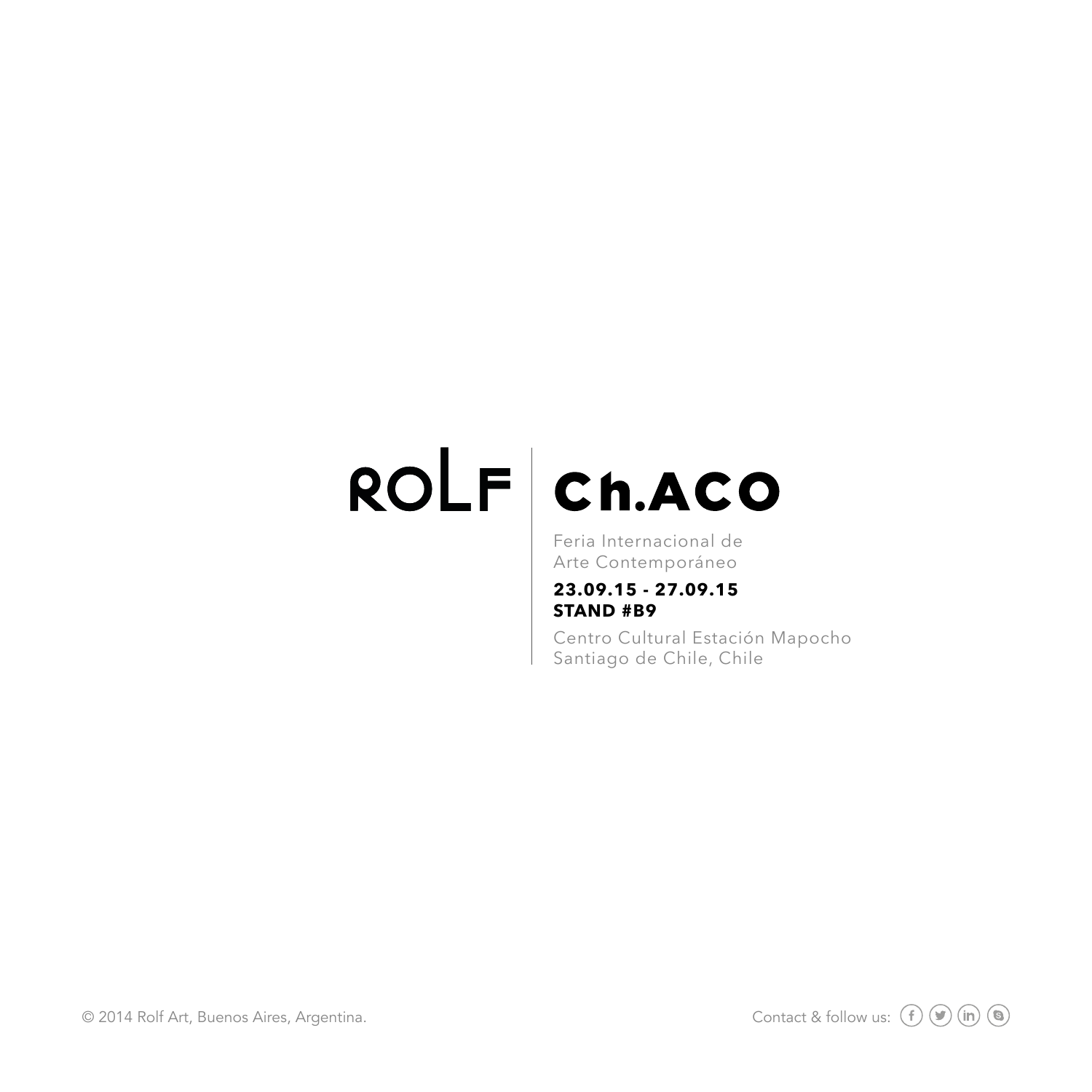ROLF | Ch.ACO

Feria Internacional de
Arte Contemporáneo

**23.09.15 - 27.09.15**
**STAND #B9**

Centro Cultural Estación Mapocho
Santiago de Chile, Chile

© 2014 Rolf Art, Buenos Aires, Argentina.

Contact & follow us: